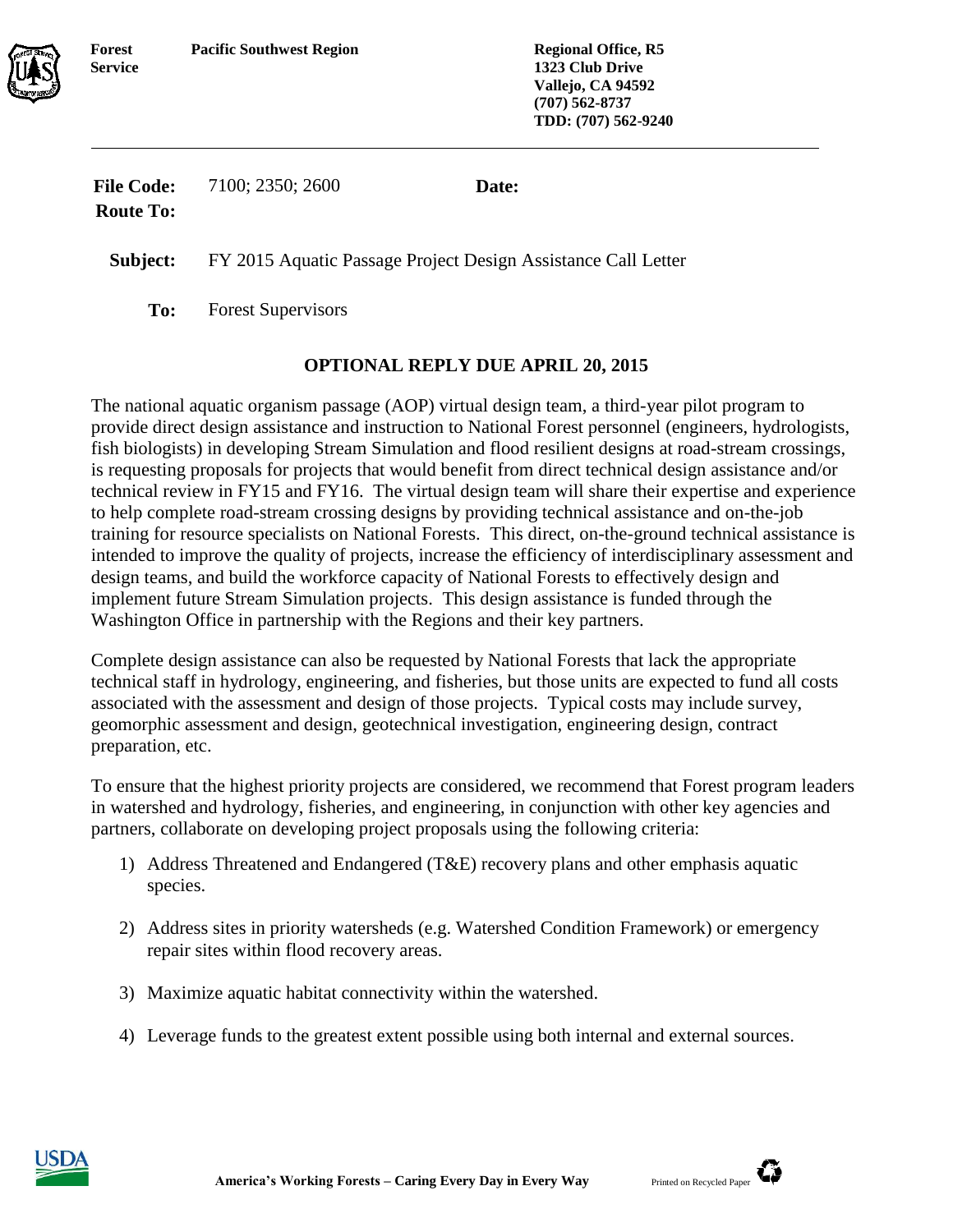**Forest Service** **Pacific Southwest Region**

**Regional Office, R5**
**1323 Club Drive**
**Vallejo, CA 94592**
**(707) 562-8737**
**TDD: (707) 562-9240**

---

**File Code:** 7100; 2350; 2600 **Date:**
**Route To:**

**Subject:** FY 2015 Aquatic Passage Project Design Assistance Call Letter

**To:** Forest Supervisors

**OPTIONAL REPLY DUE APRIL 20, 2015**

The national aquatic organism passage (AOP) virtual design team, a third-year pilot program to provide direct design assistance and instruction to National Forest personnel (engineers, hydrologists, fish biologists) in developing Stream Simulation and flood resilient designs at road-stream crossings, is requesting proposals for projects that would benefit from direct technical design assistance and/or technical review in FY15 and FY16. The virtual design team will share their expertise and experience to help complete road-stream crossing designs by providing technical assistance and on-the-job training for resource specialists on National Forests. This direct, on-the-ground technical assistance is intended to improve the quality of projects, increase the efficiency of interdisciplinary assessment and design teams, and build the workforce capacity of National Forests to effectively design and implement future Stream Simulation projects. This design assistance is funded through the Washington Office in partnership with the Regions and their key partners.

Complete design assistance can also be requested by National Forests that lack the appropriate technical staff in hydrology, engineering, and fisheries, but those units are expected to fund all costs associated with the assessment and design of those projects. Typical costs may include survey, geomorphic assessment and design, geotechnical investigation, engineering design, contract preparation, etc.

To ensure that the highest priority projects are considered, we recommend that Forest program leaders in watershed and hydrology, fisheries, and engineering, in conjunction with other key agencies and partners, collaborate on developing project proposals using the following criteria:

1) Address Threatened and Endangered (T&E) recovery plans and other emphasis aquatic species.

2) Address sites in priority watersheds (e.g. Watershed Condition Framework) or emergency repair sites within flood recovery areas.

3) Maximize aquatic habitat connectivity within the watershed.

4) Leverage funds to the greatest extent possible using both internal and external sources.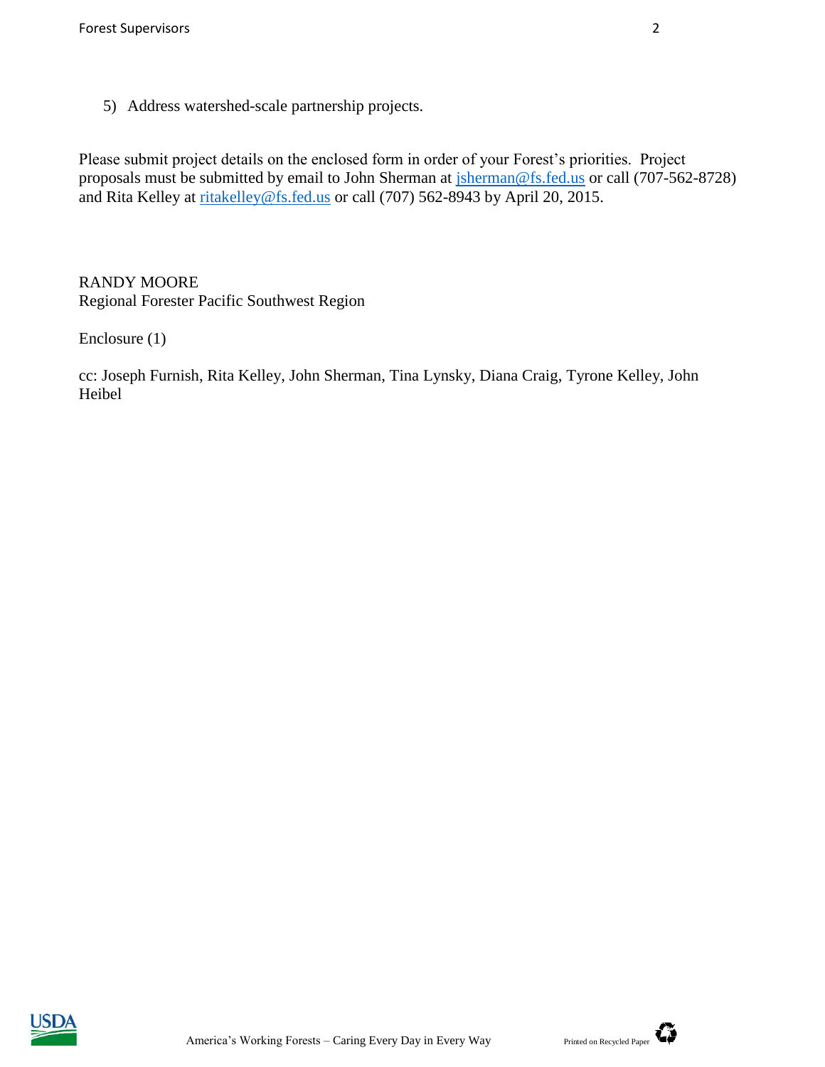5) Address watershed-scale partnership projects.

Please submit project details on the enclosed form in order of your Forest's priorities. Project proposals must be submitted by email to John Sherman at jsherman@fs.fed.us or call (707-562-8728) and Rita Kelley at ritakelley@fs.fed.us or call (707) 562-8943 by April 20, 2015.

RANDY MOORE
Regional Forester Pacific Southwest Region

Enclosure (1)

cc: Joseph Furnish, Rita Kelley, John Sherman, Tina Lynsky, Diana Craig, Tyrone Kelley, John Heibel